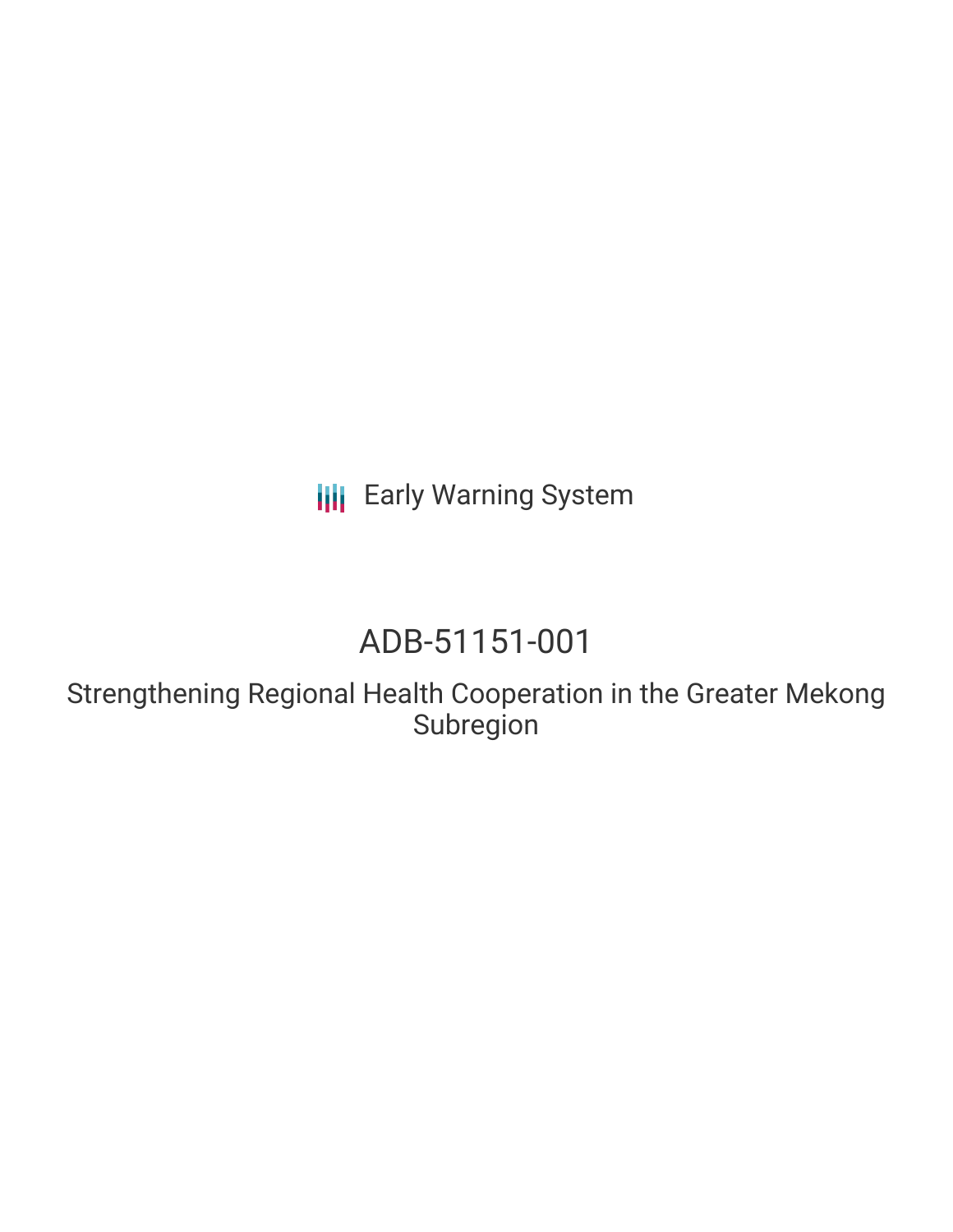Early Warning System

# ADB-51151-001

## Strengthening Regional Health Cooperation in the Greater Mekong Subregion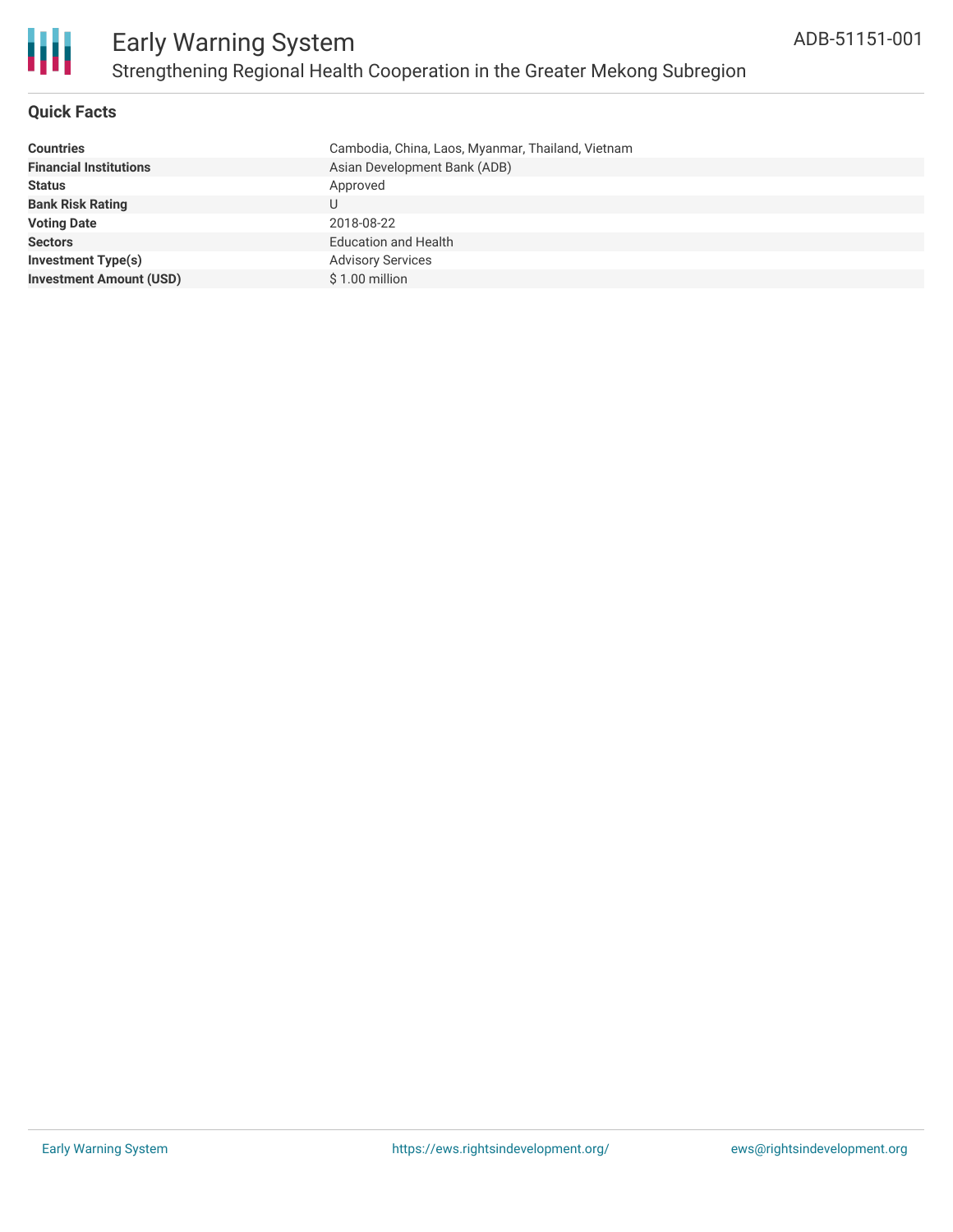# Early Warning System

## Strengthening Regional Health Cooperation in the Greater Mekong Subregion

ADB-51151-001

### Quick Facts

| | |
|---|---|
| **Countries** | Cambodia, China, Laos, Myanmar, Thailand, Vietnam |
| **Financial Institutions** | Asian Development Bank (ADB) |
| **Status** | Approved |
| **Bank Risk Rating** | U |
| **Voting Date** | 2018-08-22 |
| **Sectors** | Education and Health |
| **Investment Type(s)** | Advisory Services |
| **Investment Amount (USD)** | $ 1.00 million |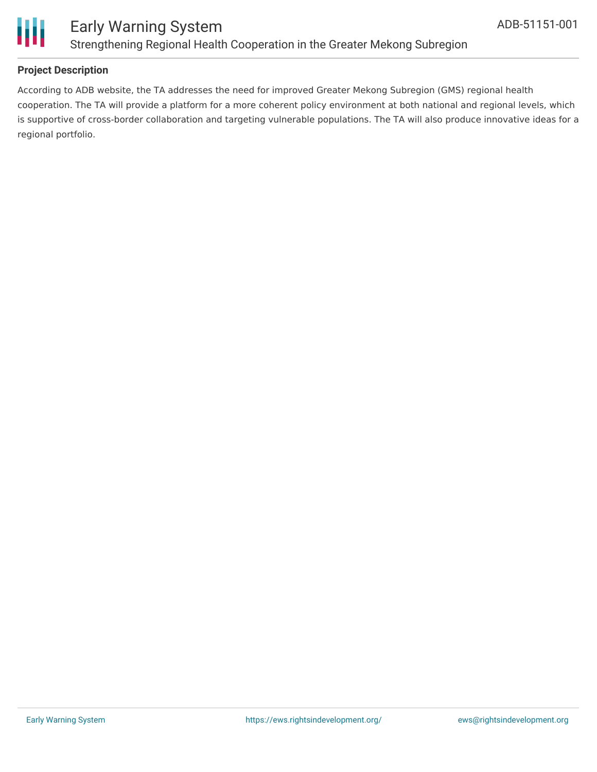### Project Description

According to ADB website, the TA addresses the need for improved Greater Mekong Subregion (GMS) regional health cooperation. The TA will provide a platform for a more coherent policy environment at both national and regional levels, which is supportive of cross-border collaboration and targeting vulnerable populations. The TA will also produce innovative ideas for a regional portfolio.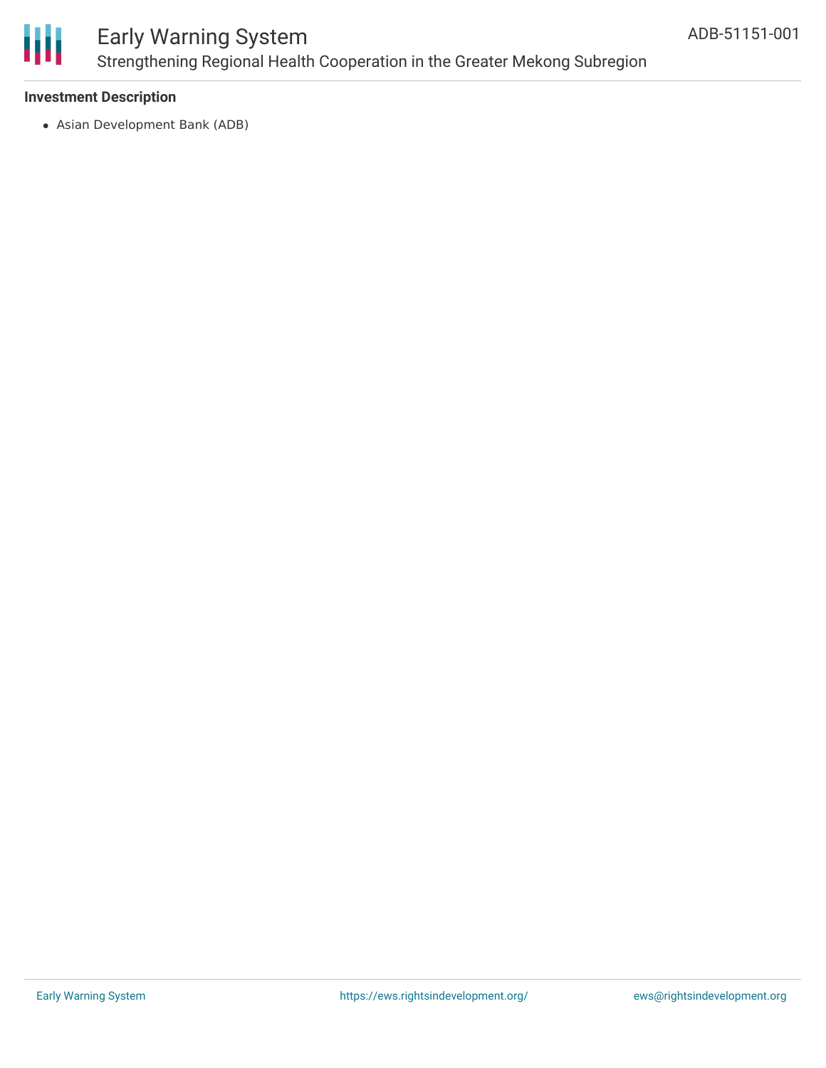**Investment Description**

- Asian Development Bank (ADB)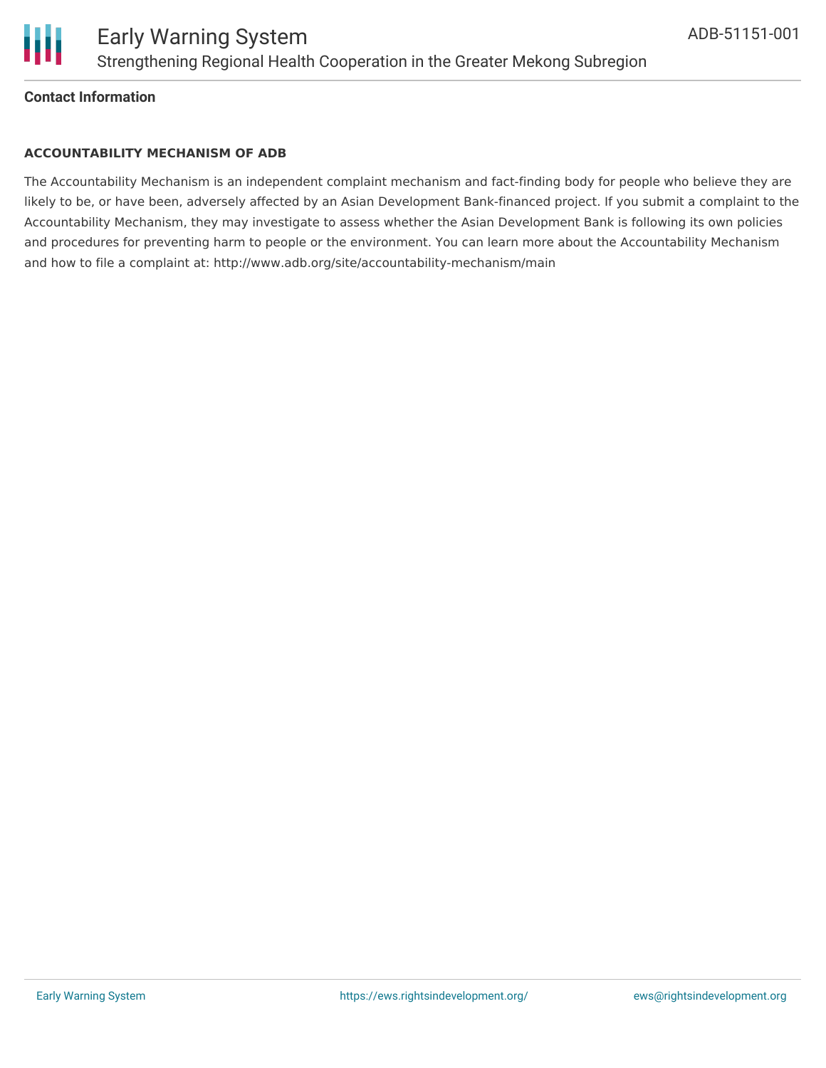## Contact Information

### ACCOUNTABILITY MECHANISM OF ADB

The Accountability Mechanism is an independent complaint mechanism and fact-finding body for people who believe they are likely to be, or have been, adversely affected by an Asian Development Bank-financed project. If you submit a complaint to the Accountability Mechanism, they may investigate to assess whether the Asian Development Bank is following its own policies and procedures for preventing harm to people or the environment. You can learn more about the Accountability Mechanism and how to file a complaint at: http://www.adb.org/site/accountability-mechanism/main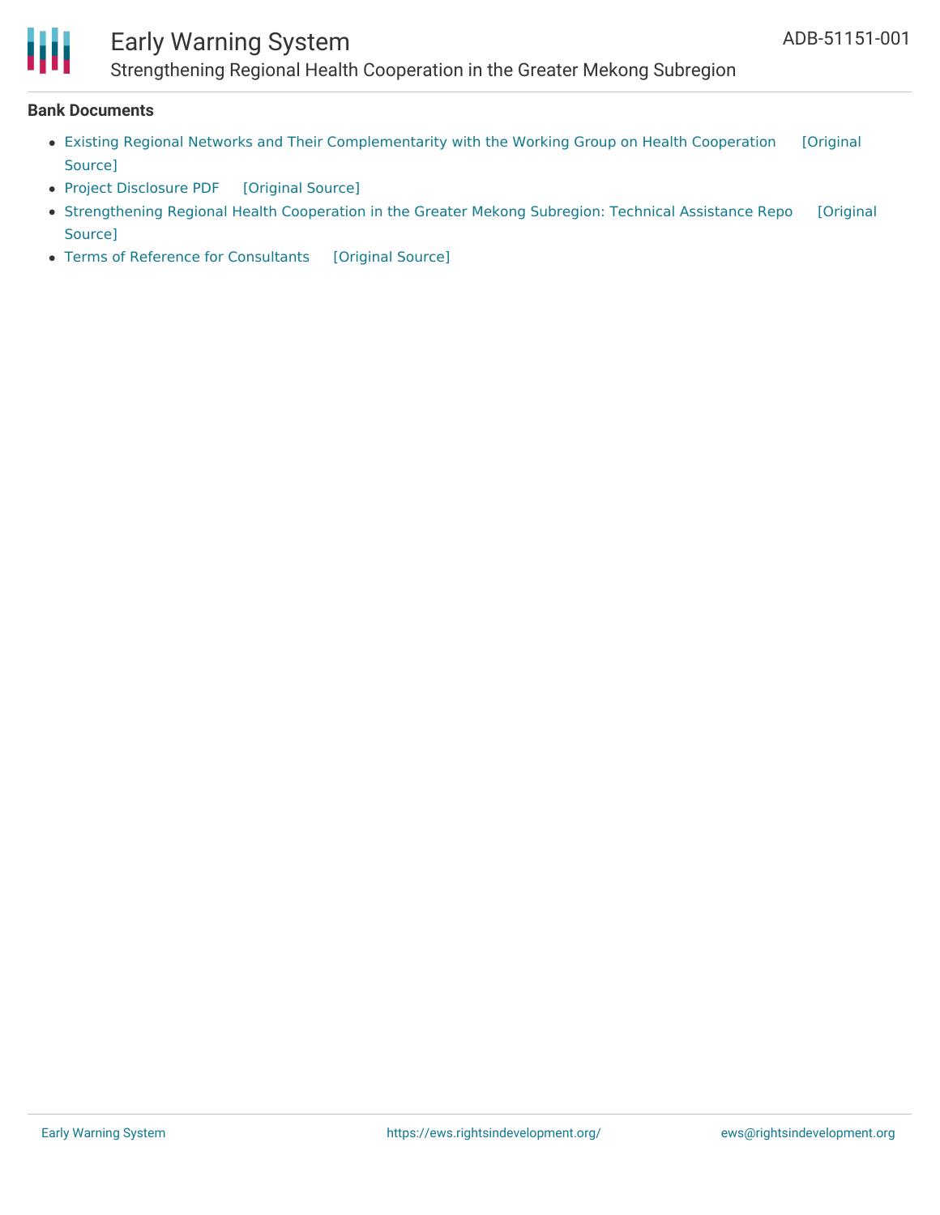**Bank Documents**

- Existing Regional Networks and Their Complementarity with the Working Group on Health Cooperation [Original Source]
- Project Disclosure PDF [Original Source]
- Strengthening Regional Health Cooperation in the Greater Mekong Subregion: Technical Assistance Repo [Original Source]
- Terms of Reference for Consultants [Original Source]